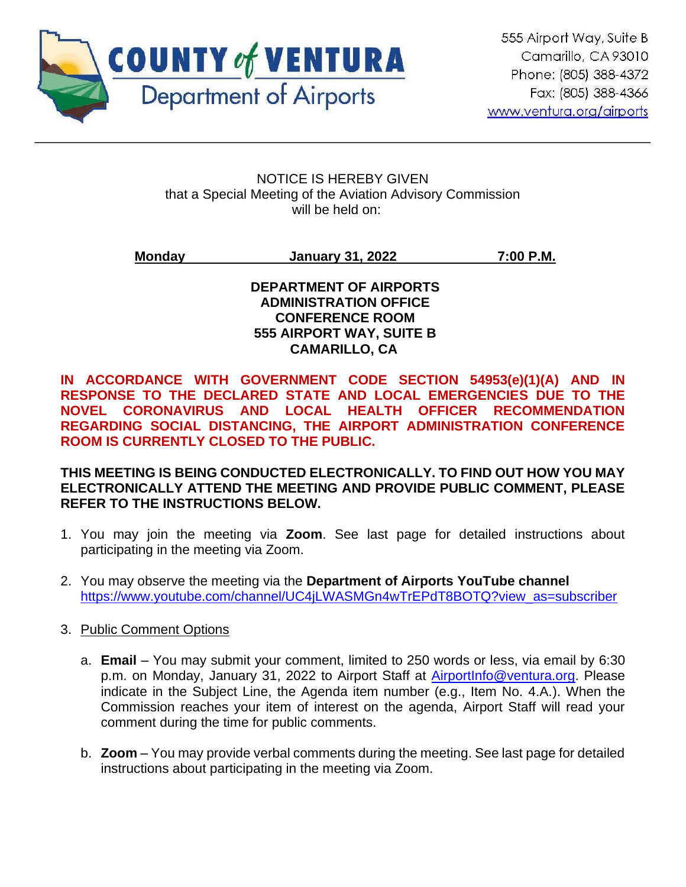**COUNTY of VENTURA**
**Department of Airports**

555 Airport Way, Suite B
Camarillo, CA 93010
Phone: (805) 388-4372
Fax: (805) 388-4366
www.ventura.org/airports

---

NOTICE IS HEREBY GIVEN
that a Special Meeting of the Aviation Advisory Commission
will be held on:

**Monday** **January 31, 2022** **7:00 P.M.**

**DEPARTMENT OF AIRPORTS**
**ADMINISTRATION OFFICE**
**CONFERENCE ROOM**
**555 AIRPORT WAY, SUITE B**
**CAMARILLO, CA**

**IN ACCORDANCE WITH GOVERNMENT CODE SECTION 54953(e)(1)(A) AND IN RESPONSE TO THE DECLARED STATE AND LOCAL EMERGENCIES DUE TO THE NOVEL CORONAVIRUS AND LOCAL HEALTH OFFICER RECOMMENDATION REGARDING SOCIAL DISTANCING, THE AIRPORT ADMINISTRATION CONFERENCE ROOM IS CURRENTLY CLOSED TO THE PUBLIC.**

**THIS MEETING IS BEING CONDUCTED ELECTRONICALLY. TO FIND OUT HOW YOU MAY ELECTRONICALLY ATTEND THE MEETING AND PROVIDE PUBLIC COMMENT, PLEASE REFER TO THE INSTRUCTIONS BELOW.**

1. You may join the meeting via **Zoom**. See last page for detailed instructions about participating in the meeting via Zoom.

2. You may observe the meeting via the **Department of Airports YouTube channel** https://www.youtube.com/channel/UC4jLWASMGn4wTrEPdT8BOTQ?view_as=subscriber

3. Public Comment Options

   a. **Email** – You may submit your comment, limited to 250 words or less, via email by 6:30 p.m. on Monday, January 31, 2022 to Airport Staff at AirportInfo@ventura.org. Please indicate in the Subject Line, the Agenda item number (e.g., Item No. 4.A.). When the Commission reaches your item of interest on the agenda, Airport Staff will read your comment during the time for public comments.

   b. **Zoom** – You may provide verbal comments during the meeting. See last page for detailed instructions about participating in the meeting via Zoom.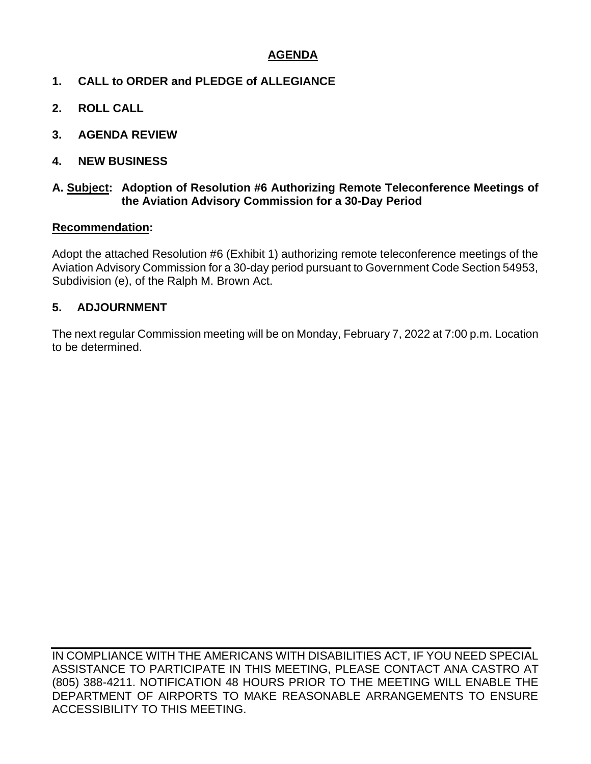## AGENDA

### 1. CALL to ORDER and PLEDGE of ALLEGIANCE

### 2. ROLL CALL

### 3. AGENDA REVIEW

### 4. NEW BUSINESS

**A. Subject: Adoption of Resolution #6 Authorizing Remote Teleconference Meetings of the Aviation Advisory Commission for a 30-Day Period**

**Recommendation:**

Adopt the attached Resolution #6 (Exhibit 1) authorizing remote teleconference meetings of the Aviation Advisory Commission for a 30-day period pursuant to Government Code Section 54953, Subdivision (e), of the Ralph M. Brown Act.

### 5. ADJOURNMENT

The next regular Commission meeting will be on Monday, February 7, 2022 at 7:00 p.m. Location to be determined.

---

IN COMPLIANCE WITH THE AMERICANS WITH DISABILITIES ACT, IF YOU NEED SPECIAL ASSISTANCE TO PARTICIPATE IN THIS MEETING, PLEASE CONTACT ANA CASTRO AT (805) 388-4211. NOTIFICATION 48 HOURS PRIOR TO THE MEETING WILL ENABLE THE DEPARTMENT OF AIRPORTS TO MAKE REASONABLE ARRANGEMENTS TO ENSURE ACCESSIBILITY TO THIS MEETING.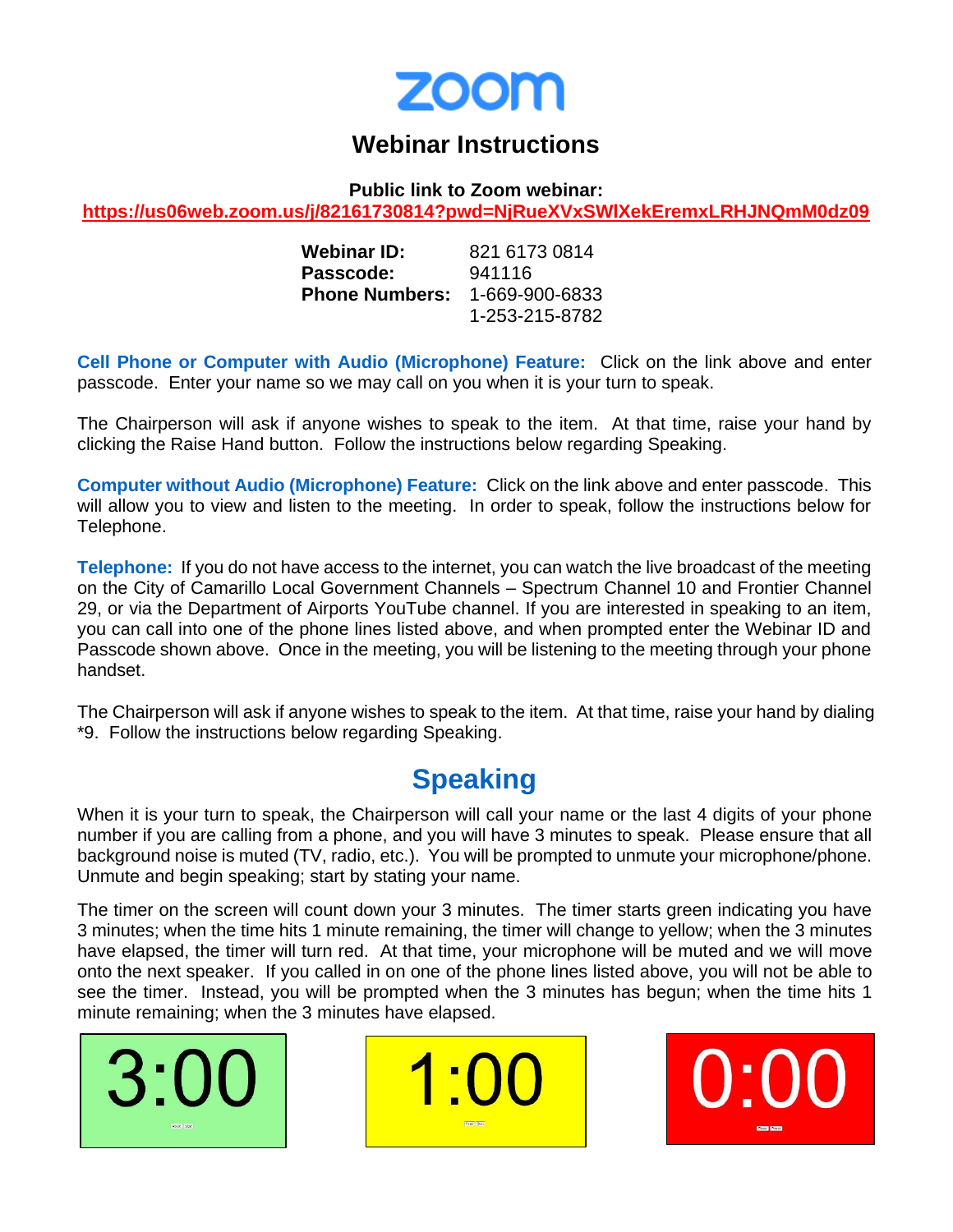zoom

# Webinar Instructions

**Public link to Zoom webinar:**
**https://us06web.zoom.us/j/82161730814?pwd=NjRueXVxSWlXekEremxLRHJNQmM0dz09**

| | |
|---|---|
| **Webinar ID:** | 821 6173 0814 |
| **Passcode:** | 941116 |
| **Phone Numbers:** | 1-669-900-6833 |
| | 1-253-215-8782 |

**Cell Phone or Computer with Audio (Microphone) Feature:** Click on the link above and enter passcode. Enter your name so we may call on you when it is your turn to speak.

The Chairperson will ask if anyone wishes to speak to the item. At that time, raise your hand by clicking the Raise Hand button. Follow the instructions below regarding Speaking.

**Computer without Audio (Microphone) Feature:** Click on the link above and enter passcode. This will allow you to view and listen to the meeting. In order to speak, follow the instructions below for Telephone.

**Telephone:** If you do not have access to the internet, you can watch the live broadcast of the meeting on the City of Camarillo Local Government Channels – Spectrum Channel 10 and Frontier Channel 29, or via the Department of Airports YouTube channel. If you are interested in speaking to an item, you can call into one of the phone lines listed above, and when prompted enter the Webinar ID and Passcode shown above. Once in the meeting, you will be listening to the meeting through your phone handset.

The Chairperson will ask if anyone wishes to speak to the item. At that time, raise your hand by dialing *9. Follow the instructions below regarding Speaking.

## Speaking

When it is your turn to speak, the Chairperson will call your name or the last 4 digits of your phone number if you are calling from a phone, and you will have 3 minutes to speak. Please ensure that all background noise is muted (TV, radio, etc.). You will be prompted to unmute your microphone/phone. Unmute and begin speaking; start by stating your name.

The timer on the screen will count down your 3 minutes. The timer starts green indicating you have 3 minutes; when the time hits 1 minute remaining, the timer will change to yellow; when the 3 minutes have elapsed, the timer will turn red. At that time, your microphone will be muted and we will move onto the next speaker. If you called in on one of the phone lines listed above, you will not be able to see the timer. Instead, you will be prompted when the 3 minutes has begun; when the time hits 1 minute remaining; when the 3 minutes have elapsed.

3:00

1:00

0:00